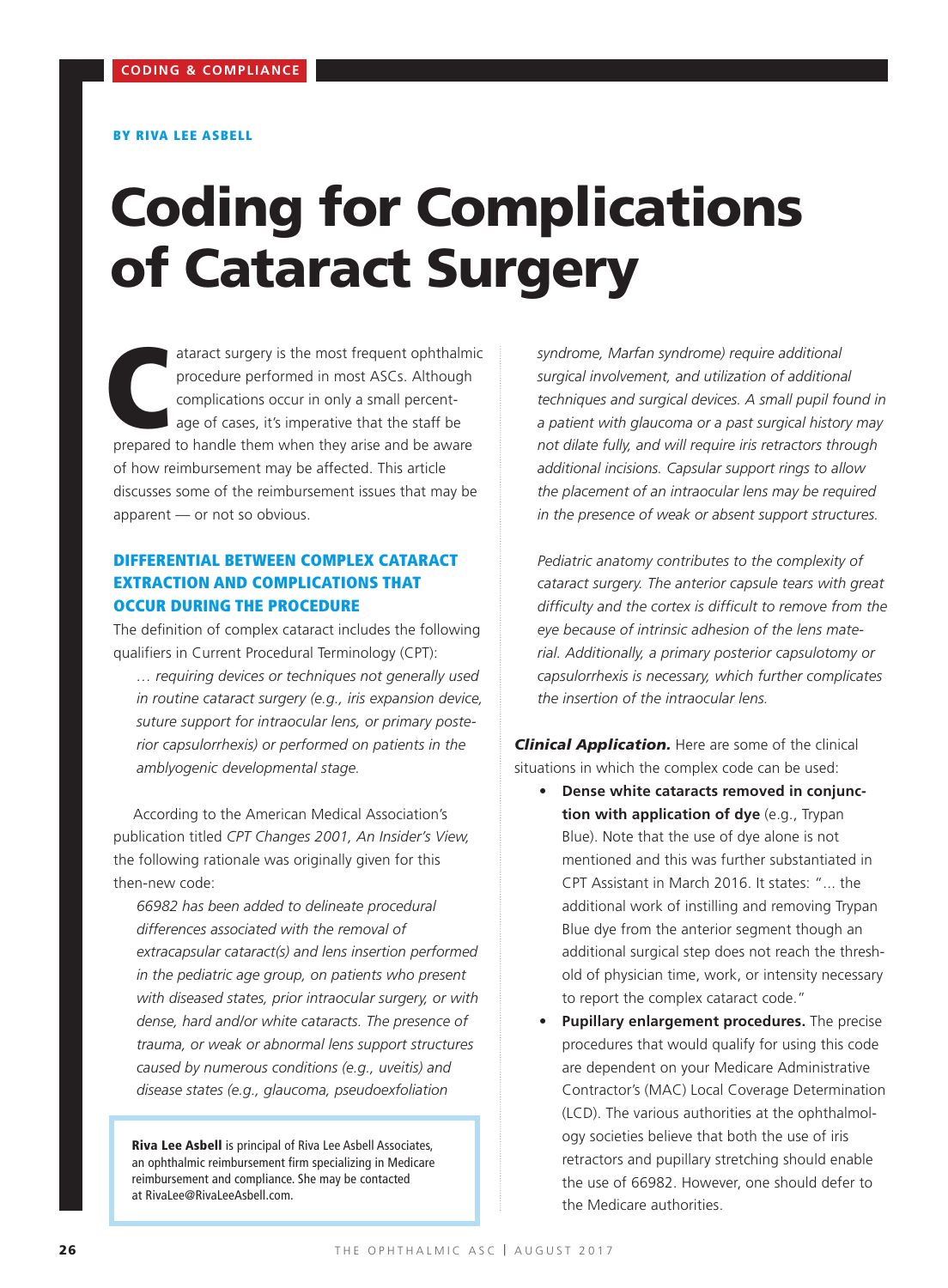CODING & COMPLIANCE

**BY RIVA LEE ASBELL**

# Coding for Complications of Cataract Surgery

Cataract surgery is the most frequent ophthalmic procedure performed in most ASCs. Although complications occur in only a small percentage of cases, it's imperative that the staff be prepared to handle them when they arise and be aware of how reimbursement may be affected. This article discusses some of the reimbursement issues that may be apparent — or not so obvious.

## DIFFERENTIAL BETWEEN COMPLEX CATARACT EXTRACTION AND COMPLICATIONS THAT OCCUR DURING THE PROCEDURE

The definition of complex cataract includes the following qualifiers in Current Procedural Terminology (CPT):

> … *requiring devices or techniques not generally used in routine cataract surgery (e.g., iris expansion device, suture support for intraocular lens, or primary posterior capsulorrhexis) or performed on patients in the amblyogenic developmental stage.*

According to the American Medical Association's publication titled *CPT Changes 2001, An Insider's View,* the following rationale was originally given for this then-new code:

> *66982 has been added to delineate procedural differences associated with the removal of extracapsular cataract(s) and lens insertion performed in the pediatric age group, on patients who present with diseased states, prior intraocular surgery, or with dense, hard and/or white cataracts. The presence of trauma, or weak or abnormal lens support structures caused by numerous conditions (e.g., uveitis) and disease states (e.g., glaucoma, pseudoexfoliation syndrome, Marfan syndrome) require additional surgical involvement, and utilization of additional techniques and surgical devices. A small pupil found in a patient with glaucoma or a past surgical history may not dilate fully, and will require iris retractors through additional incisions. Capsular support rings to allow the placement of an intraocular lens may be required in the presence of weak or absent support structures.*
>
> *Pediatric anatomy contributes to the complexity of cataract surgery. The anterior capsule tears with great difficulty and the cortex is difficult to remove from the eye because of intrinsic adhesion of the lens material. Additionally, a primary posterior capsulotomy or capsulorrhexis is necessary, which further complicates the insertion of the intraocular lens.*

***Clinical Application.*** Here are some of the clinical situations in which the complex code can be used:

- **Dense white cataracts removed in conjunction with application of dye** (e.g., Trypan Blue). Note that the use of dye alone is not mentioned and this was further substantiated in CPT Assistant in March 2016. It states: "… the additional work of instilling and removing Trypan Blue dye from the anterior segment though an additional surgical step does not reach the threshold of physician time, work, or intensity necessary to report the complex cataract code."
- **Pupillary enlargement procedures.** The precise procedures that would qualify for using this code are dependent on your Medicare Administrative Contractor's (MAC) Local Coverage Determination (LCD). The various authorities at the ophthalmology societies believe that both the use of iris retractors and pupillary stretching should enable the use of 66982. However, one should defer to the Medicare authorities.

**Riva Lee Asbell** is principal of Riva Lee Asbell Associates, an ophthalmic reimbursement firm specializing in Medicare reimbursement and compliance. She may be contacted at RivaLee@RivaLeeAsbell.com.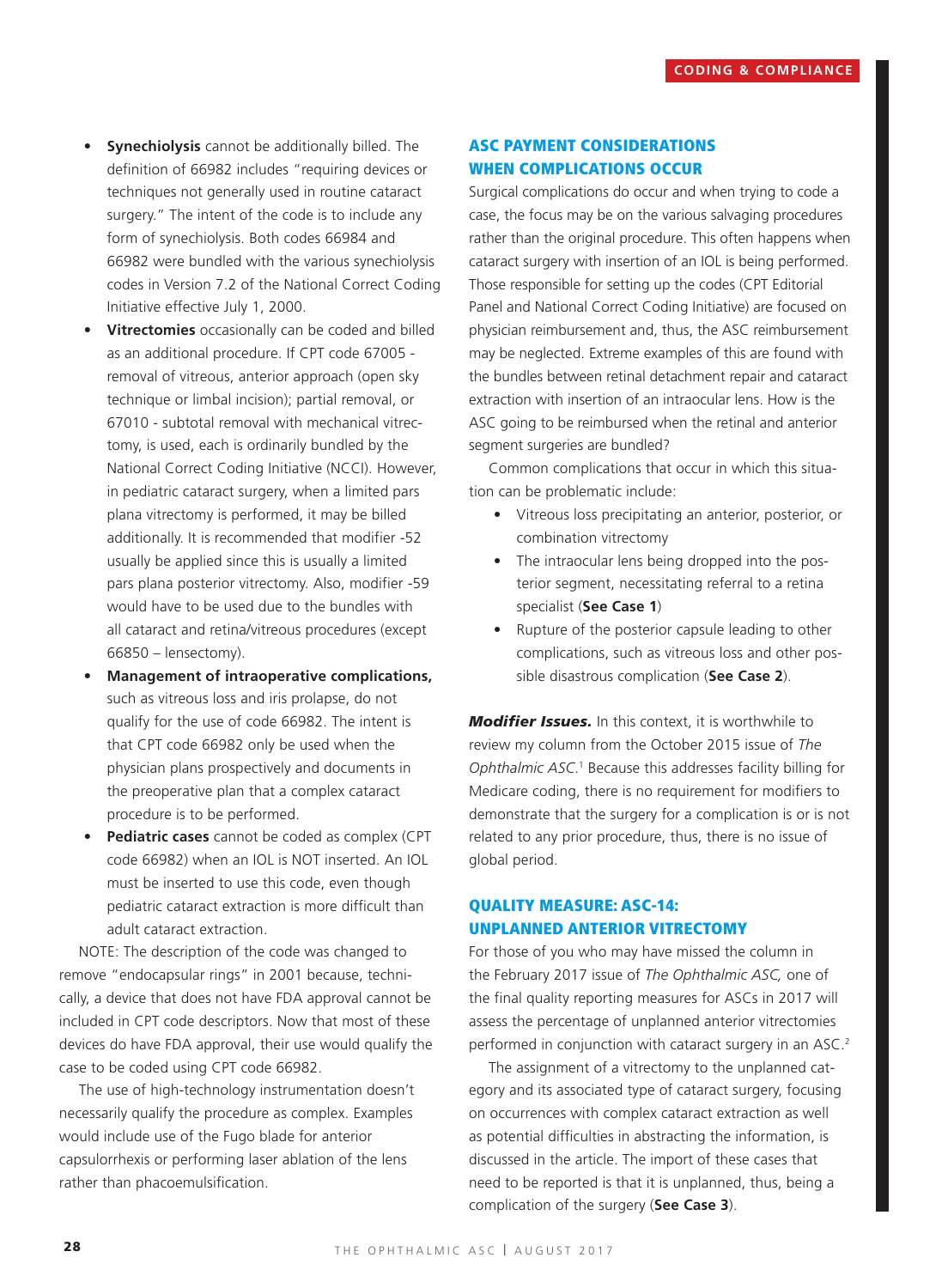- **Synechiolysis** cannot be additionally billed. The definition of 66982 includes "requiring devices or techniques not generally used in routine cataract surgery." The intent of the code is to include any form of synechiolysis. Both codes 66984 and 66982 were bundled with the various synechiolysis codes in Version 7.2 of the National Correct Coding Initiative effective July 1, 2000.
- **Vitrectomies** occasionally can be coded and billed as an additional procedure. If CPT code 67005 - removal of vitreous, anterior approach (open sky technique or limbal incision); partial removal, or 67010 - subtotal removal with mechanical vitrectomy, is used, each is ordinarily bundled by the National Correct Coding Initiative (NCCI). However, in pediatric cataract surgery, when a limited pars plana vitrectomy is performed, it may be billed additionally. It is recommended that modifier -52 usually be applied since this is usually a limited pars plana posterior vitrectomy. Also, modifier -59 would have to be used due to the bundles with all cataract and retina/vitreous procedures (except 66850 – lensectomy).
- **Management of intraoperative complications,** such as vitreous loss and iris prolapse, do not qualify for the use of code 66982. The intent is that CPT code 66982 only be used when the physician plans prospectively and documents in the preoperative plan that a complex cataract procedure is to be performed.
- **Pediatric cases** cannot be coded as complex (CPT code 66982) when an IOL is NOT inserted. An IOL must be inserted to use this code, even though pediatric cataract extraction is more difficult than adult cataract extraction.

NOTE: The description of the code was changed to remove "endocapsular rings" in 2001 because, technically, a device that does not have FDA approval cannot be included in CPT code descriptors. Now that most of these devices do have FDA approval, their use would qualify the case to be coded using CPT code 66982.

The use of high-technology instrumentation doesn't necessarily qualify the procedure as complex. Examples would include use of the Fugo blade for anterior capsulorrhexis or performing laser ablation of the lens rather than phacoemulsification.

## ASC PAYMENT CONSIDERATIONS WHEN COMPLICATIONS OCCUR

Surgical complications do occur and when trying to code a case, the focus may be on the various salvaging procedures rather than the original procedure. This often happens when cataract surgery with insertion of an IOL is being performed. Those responsible for setting up the codes (CPT Editorial Panel and National Correct Coding Initiative) are focused on physician reimbursement and, thus, the ASC reimbursement may be neglected. Extreme examples of this are found with the bundles between retinal detachment repair and cataract extraction with insertion of an intraocular lens. How is the ASC going to be reimbursed when the retinal and anterior segment surgeries are bundled?

Common complications that occur in which this situation can be problematic include:

- Vitreous loss precipitating an anterior, posterior, or combination vitrectomy
- The intraocular lens being dropped into the posterior segment, necessitating referral to a retina specialist (**See Case 1**)
- Rupture of the posterior capsule leading to other complications, such as vitreous loss and other possible disastrous complication (**See Case 2**).

***Modifier Issues.*** In this context, it is worthwhile to review my column from the October 2015 issue of *The Ophthalmic ASC*.[1] Because this addresses facility billing for Medicare coding, there is no requirement for modifiers to demonstrate that the surgery for a complication is or is not related to any prior procedure, thus, there is no issue of global period.

## QUALITY MEASURE: ASC-14: UNPLANNED ANTERIOR VITRECTOMY

For those of you who may have missed the column in the February 2017 issue of *The Ophthalmic ASC,* one of the final quality reporting measures for ASCs in 2017 will assess the percentage of unplanned anterior vitrectomies performed in conjunction with cataract surgery in an ASC.[2]

The assignment of a vitrectomy to the unplanned category and its associated type of cataract surgery, focusing on occurrences with complex cataract extraction as well as potential difficulties in abstracting the information, is discussed in the article. The import of these cases that need to be reported is that it is unplanned, thus, being a complication of the surgery (**See Case 3**).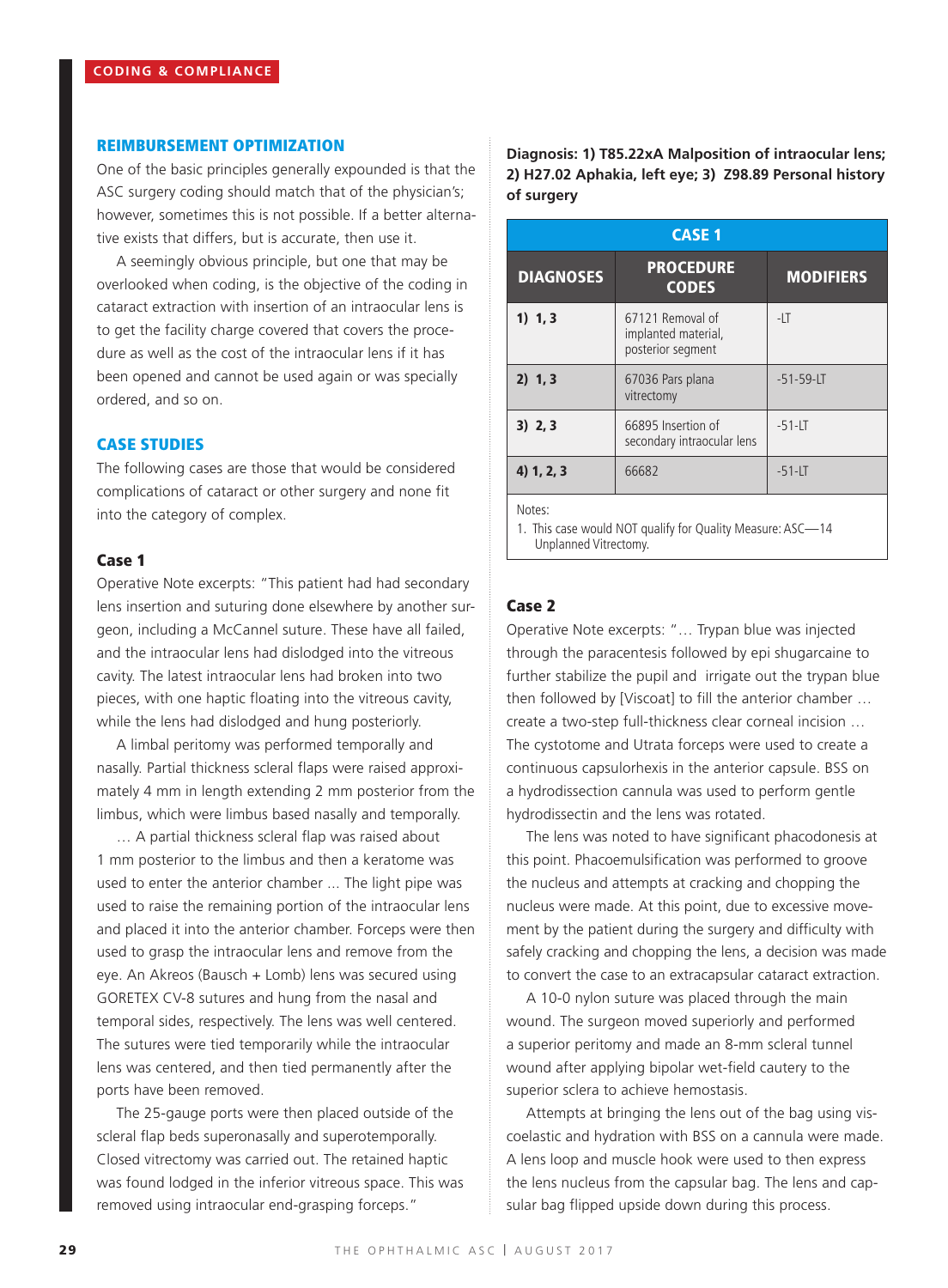## REIMBURSEMENT OPTIMIZATION

One of the basic principles generally expounded is that the ASC surgery coding should match that of the physician's; however, sometimes this is not possible. If a better alternative exists that differs, but is accurate, then use it.

A seemingly obvious principle, but one that may be overlooked when coding, is the objective of the coding in cataract extraction with insertion of an intraocular lens is to get the facility charge covered that covers the procedure as well as the cost of the intraocular lens if it has been opened and cannot be used again or was specially ordered, and so on.

## CASE STUDIES

The following cases are those that would be considered complications of cataract or other surgery and none fit into the category of complex.

### Case 1

Operative Note excerpts: "This patient had had secondary lens insertion and suturing done elsewhere by another surgeon, including a McCannel suture. These have all failed, and the intraocular lens had dislodged into the vitreous cavity. The latest intraocular lens had broken into two pieces, with one haptic floating into the vitreous cavity, while the lens had dislodged and hung posteriorly.

A limbal peritomy was performed temporally and nasally. Partial thickness scleral flaps were raised approximately 4 mm in length extending 2 mm posterior from the limbus, which were limbus based nasally and temporally.

… A partial thickness scleral flap was raised about 1 mm posterior to the limbus and then a keratome was used to enter the anterior chamber … The light pipe was used to raise the remaining portion of the intraocular lens and placed it into the anterior chamber. Forceps were then used to grasp the intraocular lens and remove from the eye. An Akreos (Bausch + Lomb) lens was secured using GORETEX CV-8 sutures and hung from the nasal and temporal sides, respectively. The lens was well centered. The sutures were tied temporarily while the intraocular lens was centered, and then tied permanently after the ports have been removed.

The 25-gauge ports were then placed outside of the scleral flap beds superonasally and superotemporally. Closed vitrectomy was carried out. The retained haptic was found lodged in the inferior vitreous space. This was removed using intraocular end-grasping forceps."

**Diagnosis: 1) T85.22xA Malposition of intraocular lens; 2) H27.02 Aphakia, left eye; 3) Z98.89 Personal history of surgery**

| CASE 1 | | |
|---|---|---|
| **DIAGNOSES** | **PROCEDURE CODES** | **MODIFIERS** |
| **1) 1, 3** | 67121 Removal of implanted material, posterior segment | -LT |
| **2) 1, 3** | 67036 Pars plana vitrectomy | -51-59-LT |
| **3) 2, 3** | 66895 Insertion of secondary intraocular lens | -51-LT |
| **4) 1, 2, 3** | 66682 | -51-LT |

Notes:
1. This case would NOT qualify for Quality Measure: ASC—14 Unplanned Vitrectomy.

### Case 2

Operative Note excerpts: "… Trypan blue was injected through the paracentesis followed by epi shugarcaine to further stabilize the pupil and irrigate out the trypan blue then followed by [Viscoat] to fill the anterior chamber … create a two-step full-thickness clear corneal incision … The cystotome and Utrata forceps were used to create a continuous capsulorhexis in the anterior capsule. BSS on a hydrodissection cannula was used to perform gentle hydrodissectin and the lens was rotated.

The lens was noted to have significant phacodonesis at this point. Phacoemulsification was performed to groove the nucleus and attempts at cracking and chopping the nucleus were made. At this point, due to excessive movement by the patient during the surgery and difficulty with safely cracking and chopping the lens, a decision was made to convert the case to an extracapsular cataract extraction.

A 10-0 nylon suture was placed through the main wound. The surgeon moved superiorly and performed a superior peritomy and made an 8-mm scleral tunnel wound after applying bipolar wet-field cautery to the superior sclera to achieve hemostasis.

Attempts at bringing the lens out of the bag using viscoelastic and hydration with BSS on a cannula were made. A lens loop and muscle hook were used to then express the lens nucleus from the capsular bag. The lens and capsular bag flipped upside down during this process.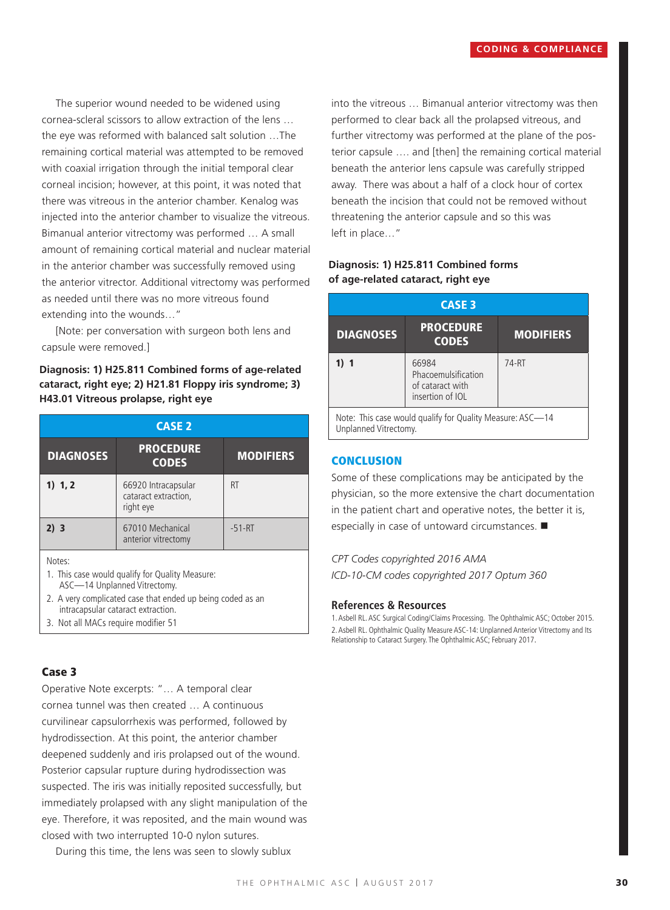The superior wound needed to be widened using cornea-scleral scissors to allow extraction of the lens … the eye was reformed with balanced salt solution …The remaining cortical material was attempted to be removed with coaxial irrigation through the initial temporal clear corneal incision; however, at this point, it was noted that there was vitreous in the anterior chamber. Kenalog was injected into the anterior chamber to visualize the vitreous. Bimanual anterior vitrectomy was performed … A small amount of remaining cortical material and nuclear material in the anterior chamber was successfully removed using the anterior vitrector. Additional vitrectomy was performed as needed until there was no more vitreous found extending into the wounds…"

[Note: per conversation with surgeon both lens and capsule were removed.]

**Diagnosis: 1) H25.811 Combined forms of age-related cataract, right eye; 2) H21.81 Floppy iris syndrome; 3) H43.01 Vitreous prolapse, right eye**

| CASE 2 | | |
|---|---|---|
| **DIAGNOSES** | **PROCEDURE CODES** | **MODIFIERS** |
| **1) 1, 2** | 66920 Intracapsular cataract extraction, right eye | RT |
| **2) 3** | 67010 Mechanical anterior vitrectomy | -51-RT |

Notes:
1. This case would qualify for Quality Measure: ASC—14 Unplanned Vitrectomy.
2. A very complicated case that ended up being coded as an intracapsular cataract extraction.
3. Not all MACs require modifier 51

## Case 3

Operative Note excerpts: "… A temporal clear cornea tunnel was then created … A continuous curvilinear capsulorrhexis was performed, followed by hydrodissection. At this point, the anterior chamber deepened suddenly and iris prolapsed out of the wound. Posterior capsular rupture during hydrodissection was suspected. The iris was initially reposited successfully, but immediately prolapsed with any slight manipulation of the eye. Therefore, it was reposited, and the main wound was closed with two interrupted 10-0 nylon sutures.

During this time, the lens was seen to slowly sublux into the vitreous … Bimanual anterior vitrectomy was then performed to clear back all the prolapsed vitreous, and further vitrectomy was performed at the plane of the posterior capsule …. and [then] the remaining cortical material beneath the anterior lens capsule was carefully stripped away. There was about a half of a clock hour of cortex beneath the incision that could not be removed without threatening the anterior capsule and so this was left in place…"

**Diagnosis: 1) H25.811 Combined forms of age-related cataract, right eye**

| CASE 3 | | |
|---|---|---|
| **DIAGNOSES** | **PROCEDURE CODES** | **MODIFIERS** |
| **1) 1** | 66984 Phacoemulsification of cataract with insertion of IOL | 74-RT |

Note: This case would qualify for Quality Measure: ASC—14 Unplanned Vitrectomy.

## CONCLUSION

Some of these complications may be anticipated by the physician, so the more extensive the chart documentation in the patient chart and operative notes, the better it is, especially in case of untoward circumstances. ■

*CPT Codes copyrighted 2016 AMA*

*ICD-10-CM codes copyrighted 2017 Optum 360*

### References & Resources

1. Asbell RL. ASC Surgical Coding/Claims Processing. The Ophthalmic ASC; October 2015.
2. Asbell RL. Ophthalmic Quality Measure ASC-14: Unplanned Anterior Vitrectomy and Its Relationship to Cataract Surgery. The Ophthalmic ASC; February 2017.